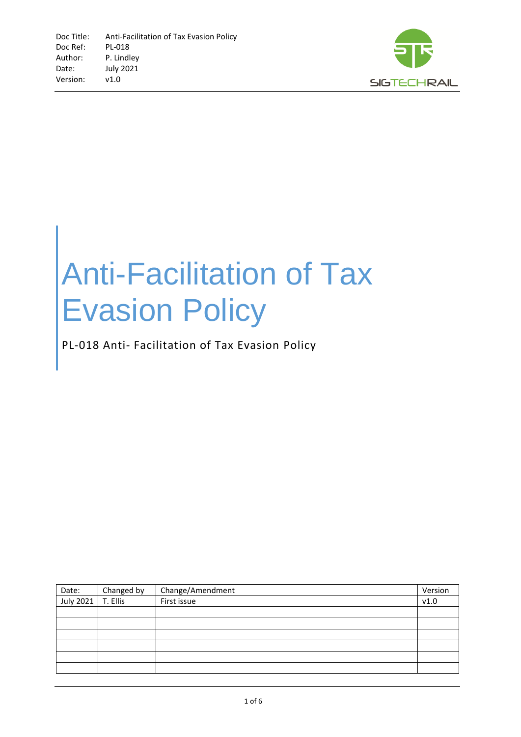Doc Title: Anti-Facilitation of Tax Evasion Policy
Doc Ref: PL-018
Author: P. Lindley
Date: July 2021
Version: v1.0

SIGTECHRAIL

# Anti-Facilitation of Tax Evasion Policy

PL-018 Anti- Facilitation of Tax Evasion Policy

| Date: | Changed by | Change/Amendment | Version |
|---|---|---|---|
| July 2021 | T. Ellis | First issue | v1.0 |
| | | | |
| | | | |
| | | | |
| | | | |
| | | | |
| | | | |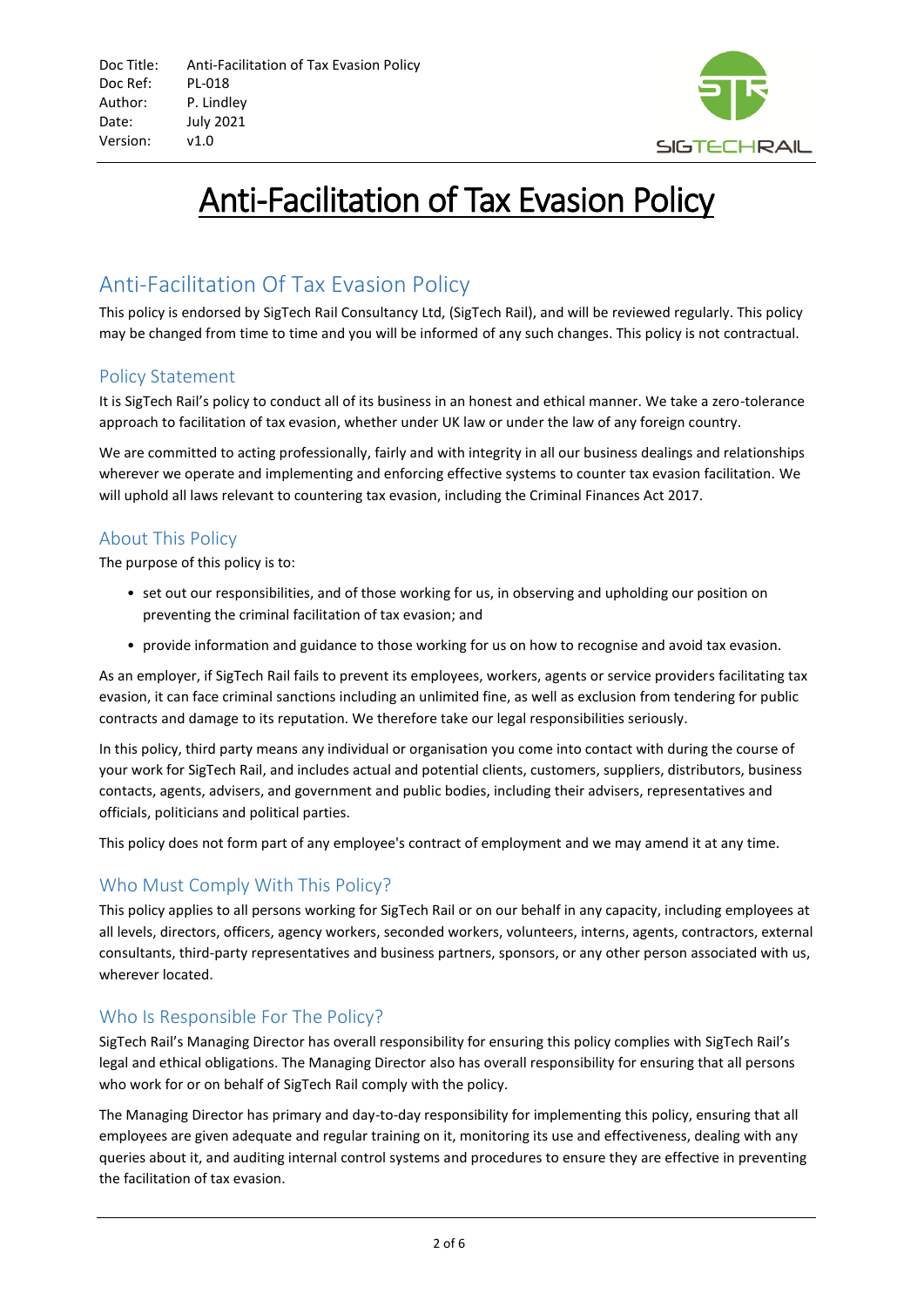# Anti-Facilitation of Tax Evasion Policy

## Anti-Facilitation Of Tax Evasion Policy

This policy is endorsed by SigTech Rail Consultancy Ltd, (SigTech Rail), and will be reviewed regularly. This policy may be changed from time to time and you will be informed of any such changes. This policy is not contractual.

### Policy Statement

It is SigTech Rail's policy to conduct all of its business in an honest and ethical manner. We take a zero-tolerance approach to facilitation of tax evasion, whether under UK law or under the law of any foreign country.

We are committed to acting professionally, fairly and with integrity in all our business dealings and relationships wherever we operate and implementing and enforcing effective systems to counter tax evasion facilitation. We will uphold all laws relevant to countering tax evasion, including the Criminal Finances Act 2017.

### About This Policy

The purpose of this policy is to:

- set out our responsibilities, and of those working for us, in observing and upholding our position on preventing the criminal facilitation of tax evasion; and
- provide information and guidance to those working for us on how to recognise and avoid tax evasion.

As an employer, if SigTech Rail fails to prevent its employees, workers, agents or service providers facilitating tax evasion, it can face criminal sanctions including an unlimited fine, as well as exclusion from tendering for public contracts and damage to its reputation. We therefore take our legal responsibilities seriously.

In this policy, third party means any individual or organisation you come into contact with during the course of your work for SigTech Rail, and includes actual and potential clients, customers, suppliers, distributors, business contacts, agents, advisers, and government and public bodies, including their advisers, representatives and officials, politicians and political parties.

This policy does not form part of any employee's contract of employment and we may amend it at any time.

### Who Must Comply With This Policy?

This policy applies to all persons working for SigTech Rail or on our behalf in any capacity, including employees at all levels, directors, officers, agency workers, seconded workers, volunteers, interns, agents, contractors, external consultants, third-party representatives and business partners, sponsors, or any other person associated with us, wherever located.

### Who Is Responsible For The Policy?

SigTech Rail's Managing Director has overall responsibility for ensuring this policy complies with SigTech Rail's legal and ethical obligations. The Managing Director also has overall responsibility for ensuring that all persons who work for or on behalf of SigTech Rail comply with the policy.

The Managing Director has primary and day-to-day responsibility for implementing this policy, ensuring that all employees are given adequate and regular training on it, monitoring its use and effectiveness, dealing with any queries about it, and auditing internal control systems and procedures to ensure they are effective in preventing the facilitation of tax evasion.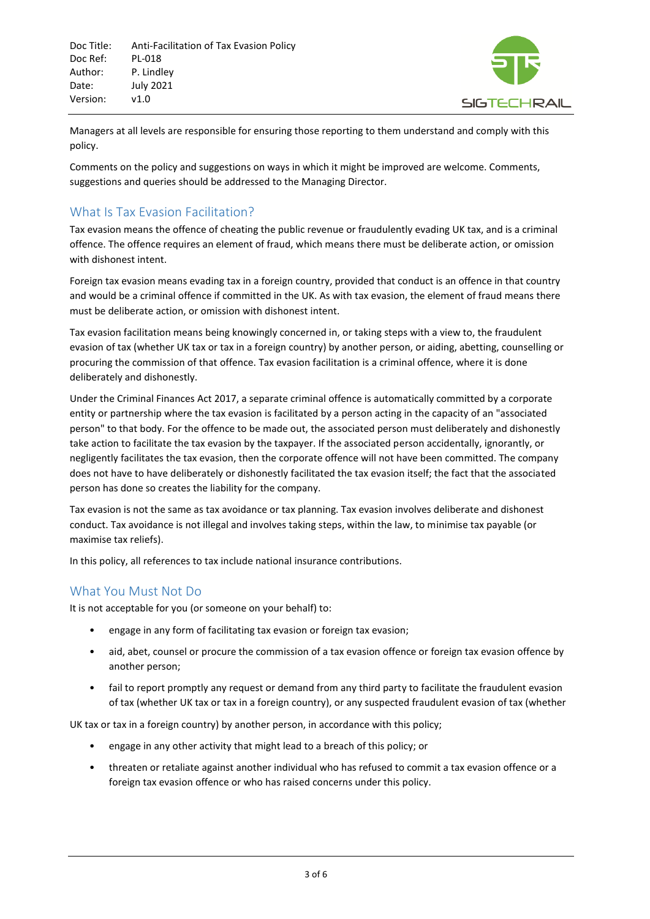Managers at all levels are responsible for ensuring those reporting to them understand and comply with this policy.

Comments on the policy and suggestions on ways in which it might be improved are welcome. Comments, suggestions and queries should be addressed to the Managing Director.

## What Is Tax Evasion Facilitation?

Tax evasion means the offence of cheating the public revenue or fraudulently evading UK tax, and is a criminal offence. The offence requires an element of fraud, which means there must be deliberate action, or omission with dishonest intent.

Foreign tax evasion means evading tax in a foreign country, provided that conduct is an offence in that country and would be a criminal offence if committed in the UK. As with tax evasion, the element of fraud means there must be deliberate action, or omission with dishonest intent.

Tax evasion facilitation means being knowingly concerned in, or taking steps with a view to, the fraudulent evasion of tax (whether UK tax or tax in a foreign country) by another person, or aiding, abetting, counselling or procuring the commission of that offence. Tax evasion facilitation is a criminal offence, where it is done deliberately and dishonestly.

Under the Criminal Finances Act 2017, a separate criminal offence is automatically committed by a corporate entity or partnership where the tax evasion is facilitated by a person acting in the capacity of an "associated person" to that body. For the offence to be made out, the associated person must deliberately and dishonestly take action to facilitate the tax evasion by the taxpayer. If the associated person accidentally, ignorantly, or negligently facilitates the tax evasion, then the corporate offence will not have been committed. The company does not have to have deliberately or dishonestly facilitated the tax evasion itself; the fact that the associated person has done so creates the liability for the company.

Tax evasion is not the same as tax avoidance or tax planning. Tax evasion involves deliberate and dishonest conduct. Tax avoidance is not illegal and involves taking steps, within the law, to minimise tax payable (or maximise tax reliefs).

In this policy, all references to tax include national insurance contributions.

## What You Must Not Do

It is not acceptable for you (or someone on your behalf) to:

- engage in any form of facilitating tax evasion or foreign tax evasion;
- aid, abet, counsel or procure the commission of a tax evasion offence or foreign tax evasion offence by another person;
- fail to report promptly any request or demand from any third party to facilitate the fraudulent evasion of tax (whether UK tax or tax in a foreign country), or any suspected fraudulent evasion of tax (whether UK tax or tax in a foreign country) by another person, in accordance with this policy;
- engage in any other activity that might lead to a breach of this policy; or
- threaten or retaliate against another individual who has refused to commit a tax evasion offence or a foreign tax evasion offence or who has raised concerns under this policy.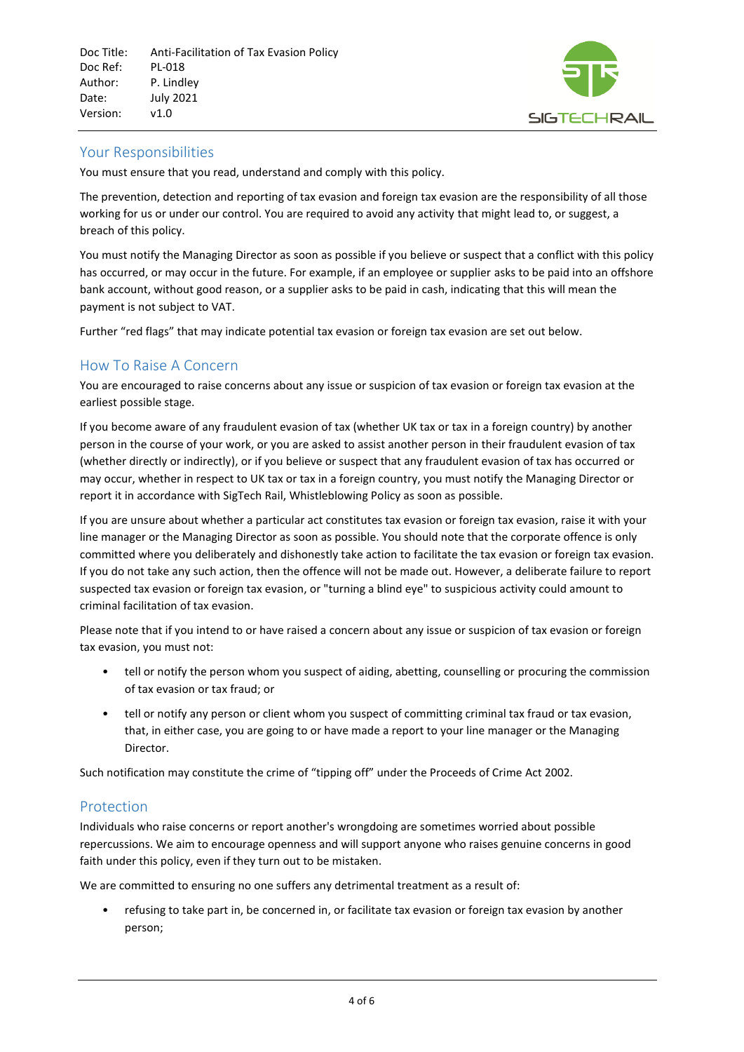## Your Responsibilities

You must ensure that you read, understand and comply with this policy.

The prevention, detection and reporting of tax evasion and foreign tax evasion are the responsibility of all those working for us or under our control. You are required to avoid any activity that might lead to, or suggest, a breach of this policy.

You must notify the Managing Director as soon as possible if you believe or suspect that a conflict with this policy has occurred, or may occur in the future. For example, if an employee or supplier asks to be paid into an offshore bank account, without good reason, or a supplier asks to be paid in cash, indicating that this will mean the payment is not subject to VAT.

Further "red flags" that may indicate potential tax evasion or foreign tax evasion are set out below.

## How To Raise A Concern

You are encouraged to raise concerns about any issue or suspicion of tax evasion or foreign tax evasion at the earliest possible stage.

If you become aware of any fraudulent evasion of tax (whether UK tax or tax in a foreign country) by another person in the course of your work, or you are asked to assist another person in their fraudulent evasion of tax (whether directly or indirectly), or if you believe or suspect that any fraudulent evasion of tax has occurred or may occur, whether in respect to UK tax or tax in a foreign country, you must notify the Managing Director or report it in accordance with SigTech Rail, Whistleblowing Policy as soon as possible.

If you are unsure about whether a particular act constitutes tax evasion or foreign tax evasion, raise it with your line manager or the Managing Director as soon as possible. You should note that the corporate offence is only committed where you deliberately and dishonestly take action to facilitate the tax evasion or foreign tax evasion. If you do not take any such action, then the offence will not be made out. However, a deliberate failure to report suspected tax evasion or foreign tax evasion, or "turning a blind eye" to suspicious activity could amount to criminal facilitation of tax evasion.

Please note that if you intend to or have raised a concern about any issue or suspicion of tax evasion or foreign tax evasion, you must not:

- tell or notify the person whom you suspect of aiding, abetting, counselling or procuring the commission of tax evasion or tax fraud; or
- tell or notify any person or client whom you suspect of committing criminal tax fraud or tax evasion, that, in either case, you are going to or have made a report to your line manager or the Managing Director.

Such notification may constitute the crime of "tipping off" under the Proceeds of Crime Act 2002.

## Protection

Individuals who raise concerns or report another's wrongdoing are sometimes worried about possible repercussions. We aim to encourage openness and will support anyone who raises genuine concerns in good faith under this policy, even if they turn out to be mistaken.

We are committed to ensuring no one suffers any detrimental treatment as a result of:

- refusing to take part in, be concerned in, or facilitate tax evasion or foreign tax evasion by another person;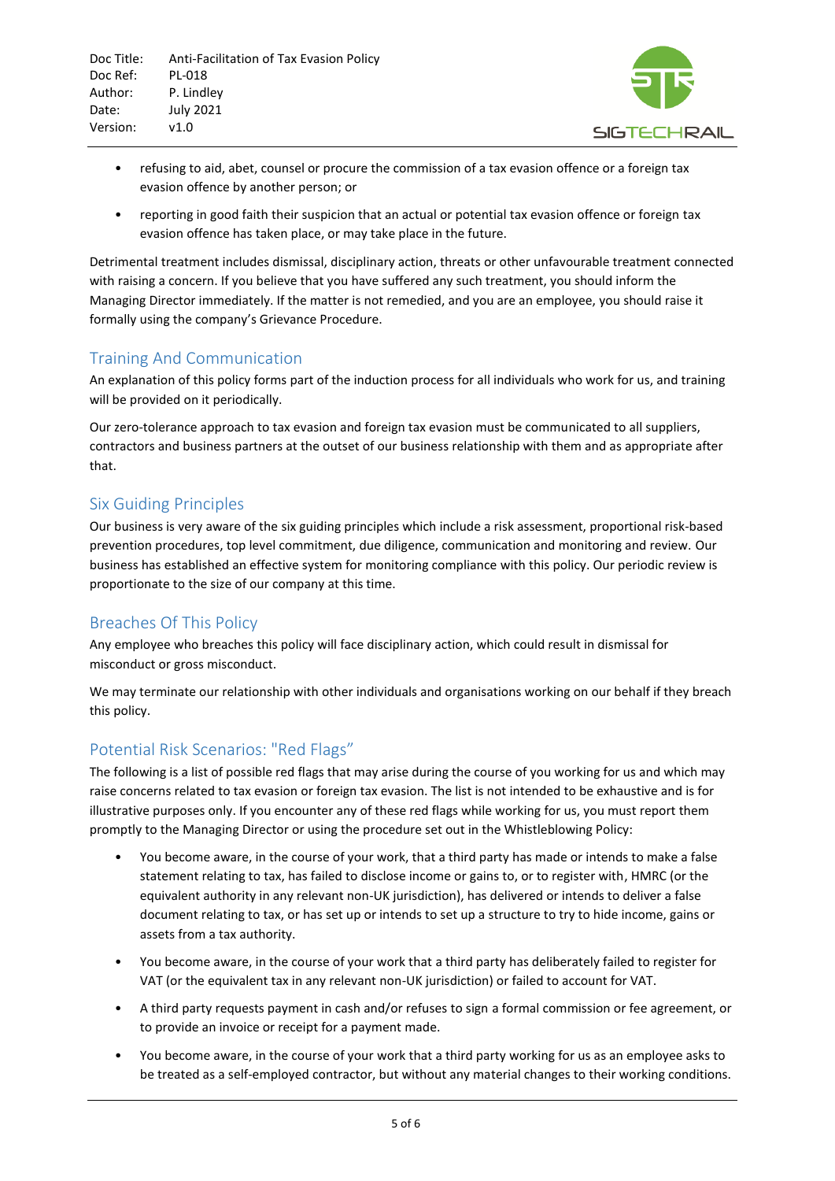- refusing to aid, abet, counsel or procure the commission of a tax evasion offence or a foreign tax evasion offence by another person; or
- reporting in good faith their suspicion that an actual or potential tax evasion offence or foreign tax evasion offence has taken place, or may take place in the future.

Detrimental treatment includes dismissal, disciplinary action, threats or other unfavourable treatment connected with raising a concern. If you believe that you have suffered any such treatment, you should inform the Managing Director immediately. If the matter is not remedied, and you are an employee, you should raise it formally using the company's Grievance Procedure.

## Training And Communication

An explanation of this policy forms part of the induction process for all individuals who work for us, and training will be provided on it periodically.

Our zero-tolerance approach to tax evasion and foreign tax evasion must be communicated to all suppliers, contractors and business partners at the outset of our business relationship with them and as appropriate after that.

## Six Guiding Principles

Our business is very aware of the six guiding principles which include a risk assessment, proportional risk-based prevention procedures, top level commitment, due diligence, communication and monitoring and review. Our business has established an effective system for monitoring compliance with this policy. Our periodic review is proportionate to the size of our company at this time.

## Breaches Of This Policy

Any employee who breaches this policy will face disciplinary action, which could result in dismissal for misconduct or gross misconduct.

We may terminate our relationship with other individuals and organisations working on our behalf if they breach this policy.

## Potential Risk Scenarios: "Red Flags"

The following is a list of possible red flags that may arise during the course of you working for us and which may raise concerns related to tax evasion or foreign tax evasion. The list is not intended to be exhaustive and is for illustrative purposes only. If you encounter any of these red flags while working for us, you must report them promptly to the Managing Director or using the procedure set out in the Whistleblowing Policy:

- You become aware, in the course of your work, that a third party has made or intends to make a false statement relating to tax, has failed to disclose income or gains to, or to register with, HMRC (or the equivalent authority in any relevant non-UK jurisdiction), has delivered or intends to deliver a false document relating to tax, or has set up or intends to set up a structure to try to hide income, gains or assets from a tax authority.
- You become aware, in the course of your work that a third party has deliberately failed to register for VAT (or the equivalent tax in any relevant non-UK jurisdiction) or failed to account for VAT.
- A third party requests payment in cash and/or refuses to sign a formal commission or fee agreement, or to provide an invoice or receipt for a payment made.
- You become aware, in the course of your work that a third party working for us as an employee asks to be treated as a self-employed contractor, but without any material changes to their working conditions.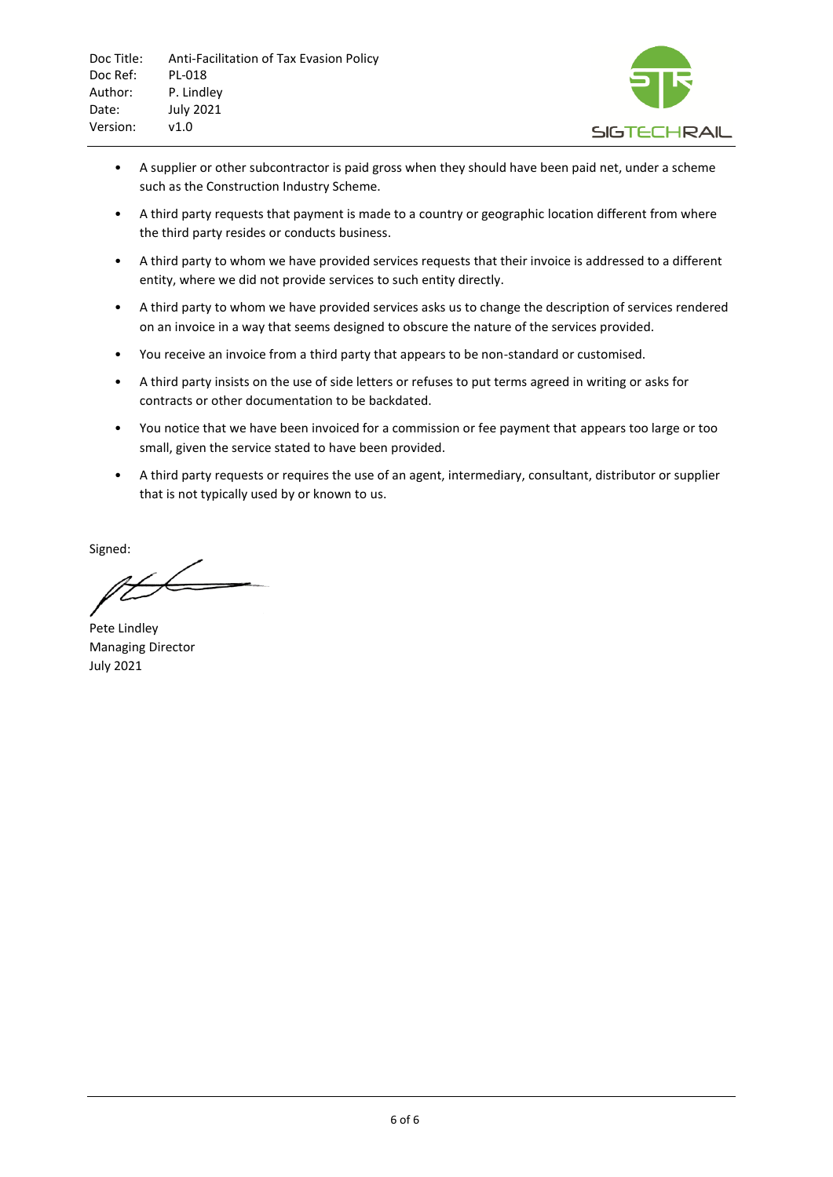- A supplier or other subcontractor is paid gross when they should have been paid net, under a scheme such as the Construction Industry Scheme.
- A third party requests that payment is made to a country or geographic location different from where the third party resides or conducts business.
- A third party to whom we have provided services requests that their invoice is addressed to a different entity, where we did not provide services to such entity directly.
- A third party to whom we have provided services asks us to change the description of services rendered on an invoice in a way that seems designed to obscure the nature of the services provided.
- You receive an invoice from a third party that appears to be non-standard or customised.
- A third party insists on the use of side letters or refuses to put terms agreed in writing or asks for contracts or other documentation to be backdated.
- You notice that we have been invoiced for a commission or fee payment that appears too large or too small, given the service stated to have been provided.
- A third party requests or requires the use of an agent, intermediary, consultant, distributor or supplier that is not typically used by or known to us.

Signed:

Pete Lindley
Managing Director
July 2021